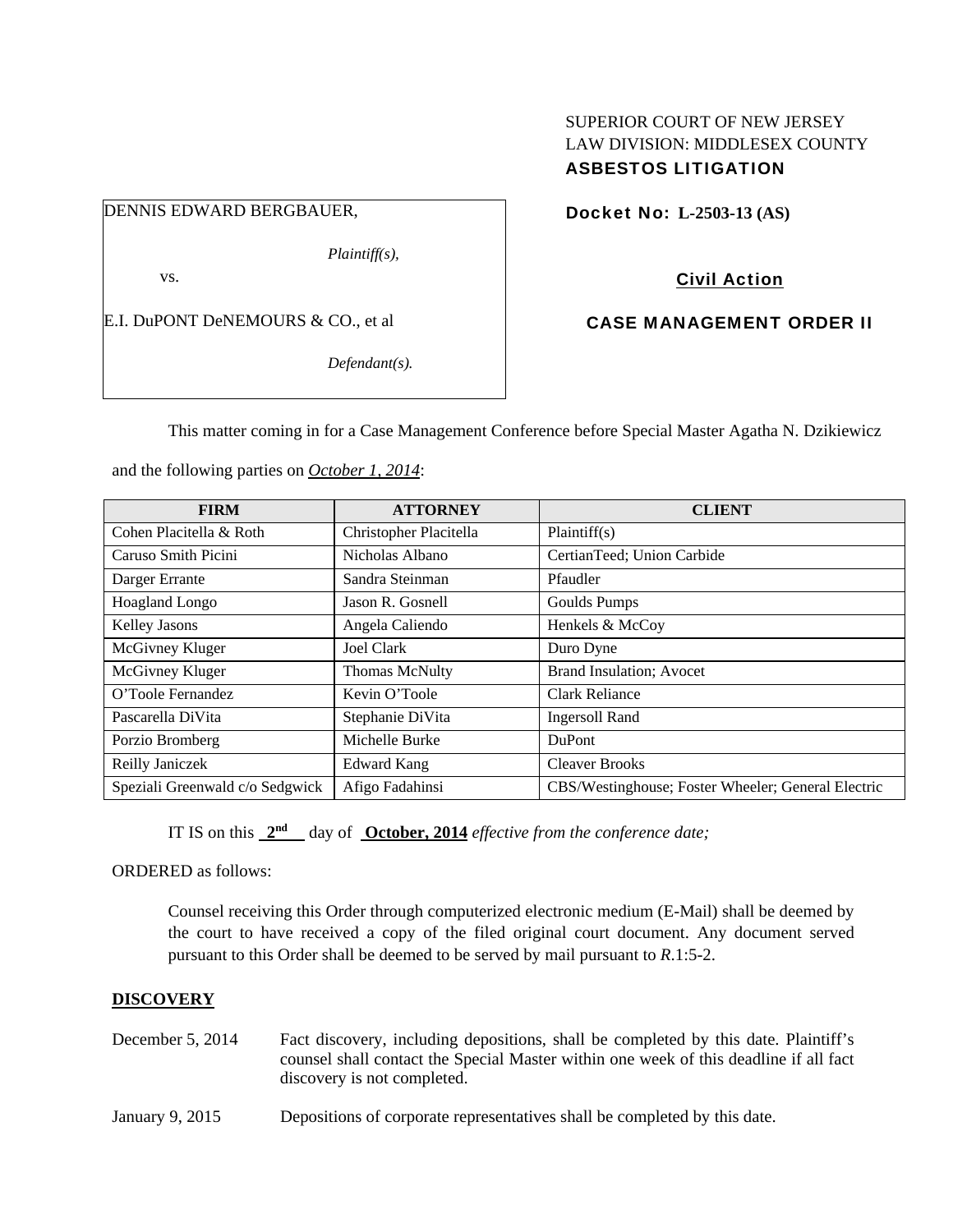SUPERIOR COURT OF NEW JERSEY
LAW DIVISION: MIDDLESEX COUNTY
**ASBESTOS LITIGATION**

DENNIS EDWARD BERGBAUER,

*Plaintiff(s),*

vs.

E.I. DuPONT DeNEMOURS & CO., et al

*Defendant(s).*

**Docket No: L-2503-13 (AS)**

**Civil Action**

**CASE MANAGEMENT ORDER II**

This matter coming in for a Case Management Conference before Special Master Agatha N. Dzikiewicz and the following parties on *October 1, 2014*:

| FIRM | ATTORNEY | CLIENT |
|---|---|---|
| Cohen Placitella & Roth | Christopher Placitella | Plaintiff(s) |
| Caruso Smith Picini | Nicholas Albano | CertianTeed; Union Carbide |
| Darger Errante | Sandra Steinman | Pfaudler |
| Hoagland Longo | Jason R. Gosnell | Goulds Pumps |
| Kelley Jasons | Angela Caliendo | Henkels & McCoy |
| McGivney Kluger | Joel Clark | Duro Dyne |
| McGivney Kluger | Thomas McNulty | Brand Insulation; Avocet |
| O'Toole Fernandez | Kevin O'Toole | Clark Reliance |
| Pascarella DiVita | Stephanie DiVita | Ingersoll Rand |
| Porzio Bromberg | Michelle Burke | DuPont |
| Reilly Janiczek | Edward Kang | Cleaver Brooks |
| Speziali Greenwald c/o Sedgwick | Afigo Fadahinsi | CBS/Westinghouse; Foster Wheeler; General Electric |

IT IS on this **2nd** day of **October, 2014** *effective from the conference date;*

ORDERED as follows:

Counsel receiving this Order through computerized electronic medium (E-Mail) shall be deemed by the court to have received a copy of the filed original court document. Any document served pursuant to this Order shall be deemed to be served by mail pursuant to *R*.1:5-2.

**DISCOVERY**

December 5, 2014 — Fact discovery, including depositions, shall be completed by this date. Plaintiff's counsel shall contact the Special Master within one week of this deadline if all fact discovery is not completed.

January 9, 2015 — Depositions of corporate representatives shall be completed by this date.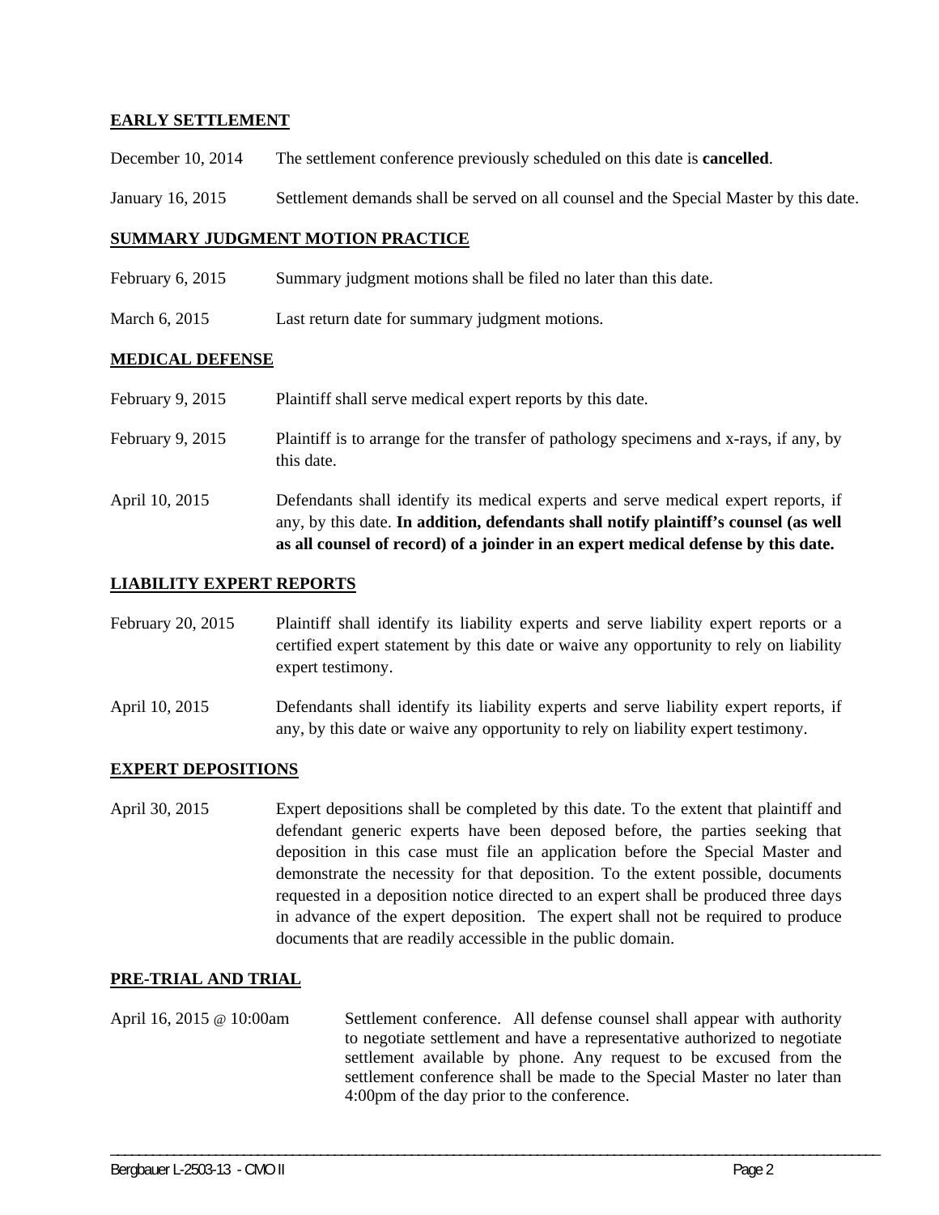## EARLY SETTLEMENT

December 10, 2014 The settlement conference previously scheduled on this date is **cancelled**.

January 16, 2015 Settlement demands shall be served on all counsel and the Special Master by this date.

## SUMMARY JUDGMENT MOTION PRACTICE

February 6, 2015 Summary judgment motions shall be filed no later than this date.

March 6, 2015 Last return date for summary judgment motions.

## MEDICAL DEFENSE

February 9, 2015 Plaintiff shall serve medical expert reports by this date.

February 9, 2015 Plaintiff is to arrange for the transfer of pathology specimens and x-rays, if any, by this date.

April 10, 2015 Defendants shall identify its medical experts and serve medical expert reports, if any, by this date. **In addition, defendants shall notify plaintiff's counsel (as well as all counsel of record) of a joinder in an expert medical defense by this date.**

## LIABILITY EXPERT REPORTS

February 20, 2015 Plaintiff shall identify its liability experts and serve liability expert reports or a certified expert statement by this date or waive any opportunity to rely on liability expert testimony.

April 10, 2015 Defendants shall identify its liability experts and serve liability expert reports, if any, by this date or waive any opportunity to rely on liability expert testimony.

## EXPERT DEPOSITIONS

April 30, 2015 Expert depositions shall be completed by this date. To the extent that plaintiff and defendant generic experts have been deposed before, the parties seeking that deposition in this case must file an application before the Special Master and demonstrate the necessity for that deposition. To the extent possible, documents requested in a deposition notice directed to an expert shall be produced three days in advance of the expert deposition. The expert shall not be required to produce documents that are readily accessible in the public domain.

## PRE-TRIAL AND TRIAL

April 16, 2015 @ 10:00am Settlement conference. All defense counsel shall appear with authority to negotiate settlement and have a representative authorized to negotiate settlement available by phone. Any request to be excused from the settlement conference shall be made to the Special Master no later than 4:00pm of the day prior to the conference.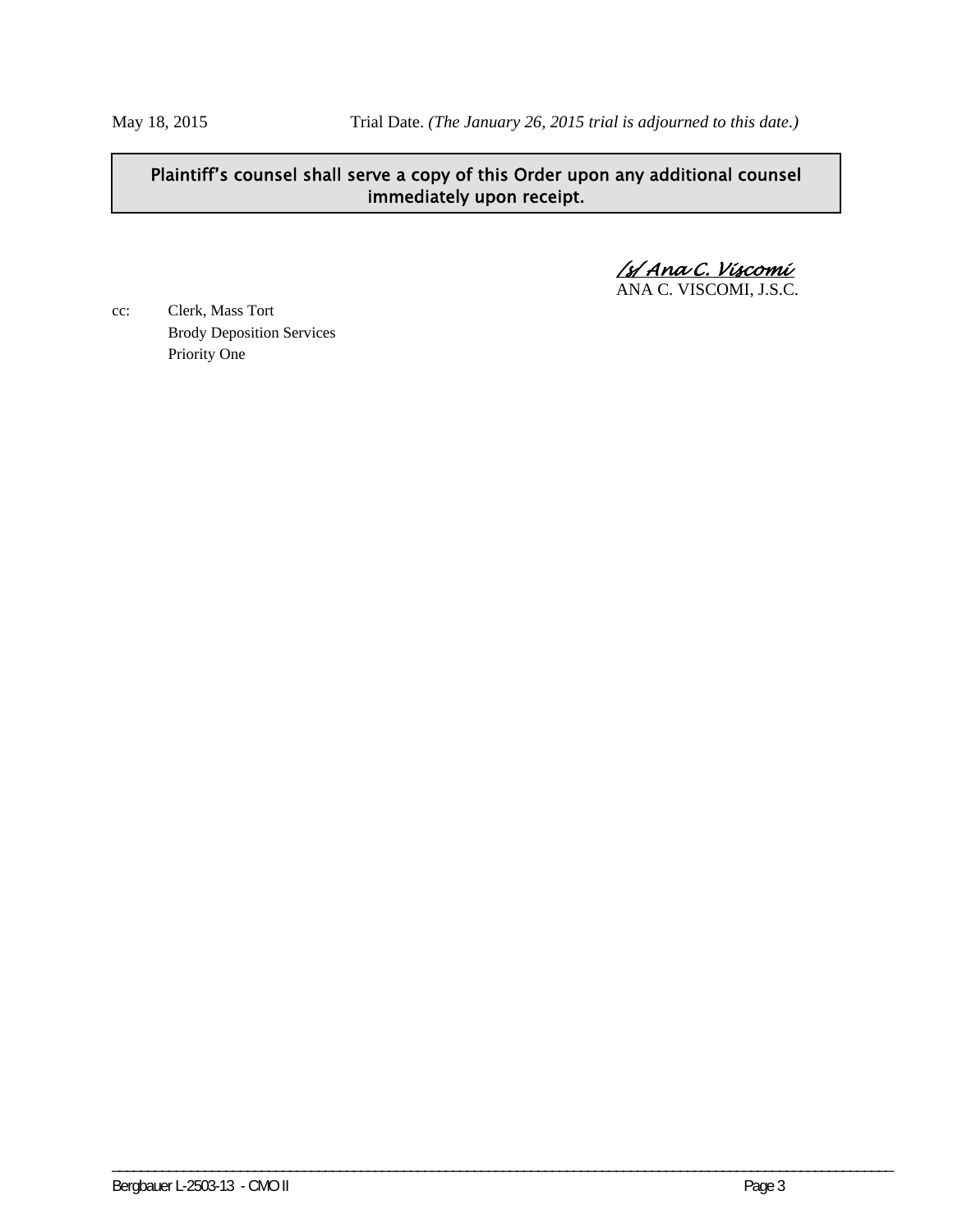| | |
|---|---|
| May 18, 2015 | Trial Date. *(The January 26, 2015 trial is adjourned to this date.)* |

**Plaintiff's counsel shall serve a copy of this Order upon any additional counsel immediately upon receipt.**

*/s/ Ana C. Viscomi*
ANA C. VISCOMI, J.S.C.

cc: Clerk, Mass Tort
Brody Deposition Services
Priority One